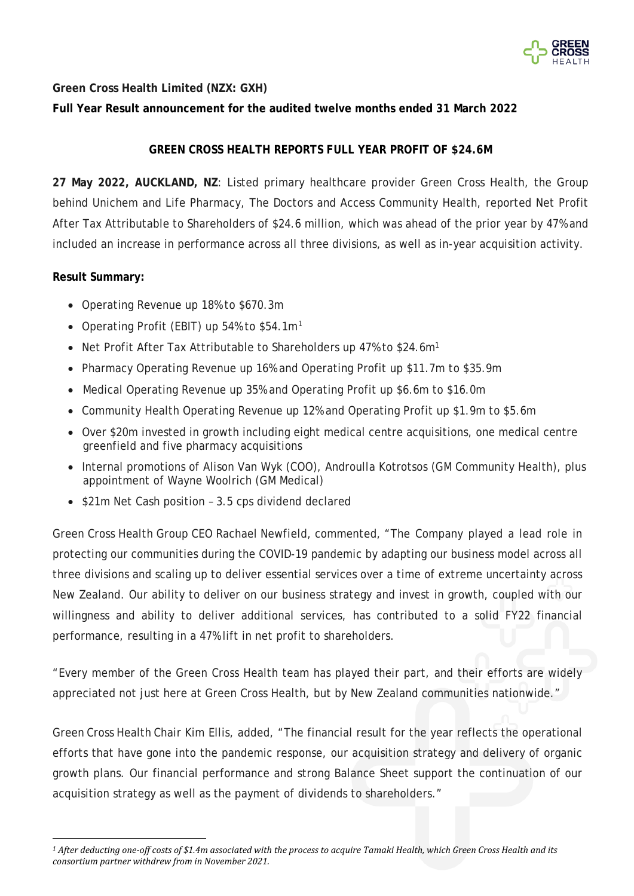**Green Cross Health Limited (NZX: GXH)**

**Full Year Result announcement for the audited twelve months ended 31 March 2022**

## GREEN CROSS HEALTH REPORTS FULL YEAR PROFIT OF $24.6M

**27 May 2022, AUCKLAND, NZ**: Listed primary healthcare provider Green Cross Health, the Group behind Unichem and Life Pharmacy, The Doctors and Access Community Health, reported Net Profit After Tax Attributable to Shareholders of $24.6 million, which was ahead of the prior year by 47% and included an increase in performance across all three divisions, as well as in-year acquisition activity.

**Result Summary:**

- Operating Revenue up 18% to $670.3m
- Operating Profit (EBIT) up 54% to $54.1m[1]
- Net Profit After Tax Attributable to Shareholders up 47% to $24.6m[1]
- Pharmacy Operating Revenue up 16% and Operating Profit up $11.7m to $35.9m
- Medical Operating Revenue up 35% and Operating Profit up $6.6m to $16.0m
- Community Health Operating Revenue up 12% and Operating Profit up $1.9m to $5.6m
- Over $20m invested in growth including eight medical centre acquisitions, one medical centre greenfield and five pharmacy acquisitions
- Internal promotions of Alison Van Wyk (COO), Androulla Kotrotsos (GM Community Health), plus appointment of Wayne Woolrich (GM Medical)
- $21m Net Cash position – 3.5 cps dividend declared

Green Cross Health Group CEO Rachael Newfield, commented, "The Company played a lead role in protecting our communities during the COVID-19 pandemic by adapting our business model across all three divisions and scaling up to deliver essential services over a time of extreme uncertainty across New Zealand. Our ability to deliver on our business strategy and invest in growth, coupled with our willingness and ability to deliver additional services, has contributed to a solid FY22 financial performance, resulting in a 47% lift in net profit to shareholders.

"Every member of the Green Cross Health team has played their part, and their efforts are widely appreciated not just here at Green Cross Health, but by New Zealand communities nationwide."

Green Cross Health Chair Kim Ellis, added, "The financial result for the year reflects the operational efforts that have gone into the pandemic response, our acquisition strategy and delivery of organic growth plans. Our financial performance and strong Balance Sheet support the continuation of our acquisition strategy as well as the payment of dividends to shareholders."

---

*[1] After deducting one-off costs of $1.4m associated with the process to acquire Tamaki Health, which Green Cross Health and its consortium partner withdrew from in November 2021.*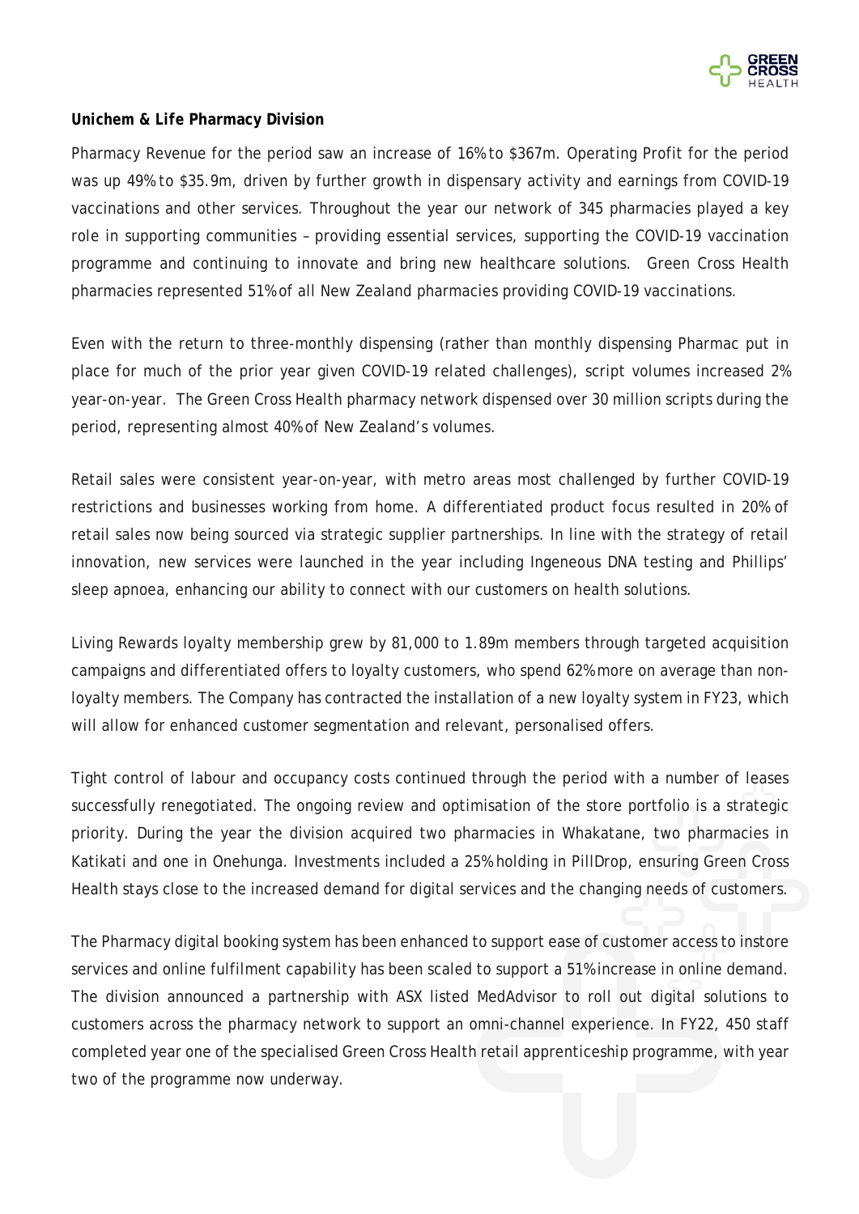**Unichem & Life Pharmacy Division**

Pharmacy Revenue for the period saw an increase of 16% to $367m. Operating Profit for the period was up 49% to $35.9m, driven by further growth in dispensary activity and earnings from COVID-19 vaccinations and other services. Throughout the year our network of 345 pharmacies played a key role in supporting communities – providing essential services, supporting the COVID-19 vaccination programme and continuing to innovate and bring new healthcare solutions. Green Cross Health pharmacies represented 51% of all New Zealand pharmacies providing COVID-19 vaccinations.

Even with the return to three-monthly dispensing (rather than monthly dispensing Pharmac put in place for much of the prior year given COVID-19 related challenges), script volumes increased 2% year-on-year. The Green Cross Health pharmacy network dispensed over 30 million scripts during the period, representing almost 40% of New Zealand's volumes.

Retail sales were consistent year-on-year, with metro areas most challenged by further COVID-19 restrictions and businesses working from home. A differentiated product focus resulted in 20% of retail sales now being sourced via strategic supplier partnerships. In line with the strategy of retail innovation, new services were launched in the year including Ingeneous DNA testing and Phillips' sleep apnoea, enhancing our ability to connect with our customers on health solutions.

Living Rewards loyalty membership grew by 81,000 to 1.89m members through targeted acquisition campaigns and differentiated offers to loyalty customers, who spend 62% more on average than non-loyalty members. The Company has contracted the installation of a new loyalty system in FY23, which will allow for enhanced customer segmentation and relevant, personalised offers.

Tight control of labour and occupancy costs continued through the period with a number of leases successfully renegotiated. The ongoing review and optimisation of the store portfolio is a strategic priority. During the year the division acquired two pharmacies in Whakatane, two pharmacies in Katikati and one in Onehunga. Investments included a 25% holding in PillDrop, ensuring Green Cross Health stays close to the increased demand for digital services and the changing needs of customers.

The Pharmacy digital booking system has been enhanced to support ease of customer access to instore services and online fulfilment capability has been scaled to support a 51% increase in online demand. The division announced a partnership with ASX listed MedAdvisor to roll out digital solutions to customers across the pharmacy network to support an omni-channel experience. In FY22, 450 staff completed year one of the specialised Green Cross Health retail apprenticeship programme, with year two of the programme now underway.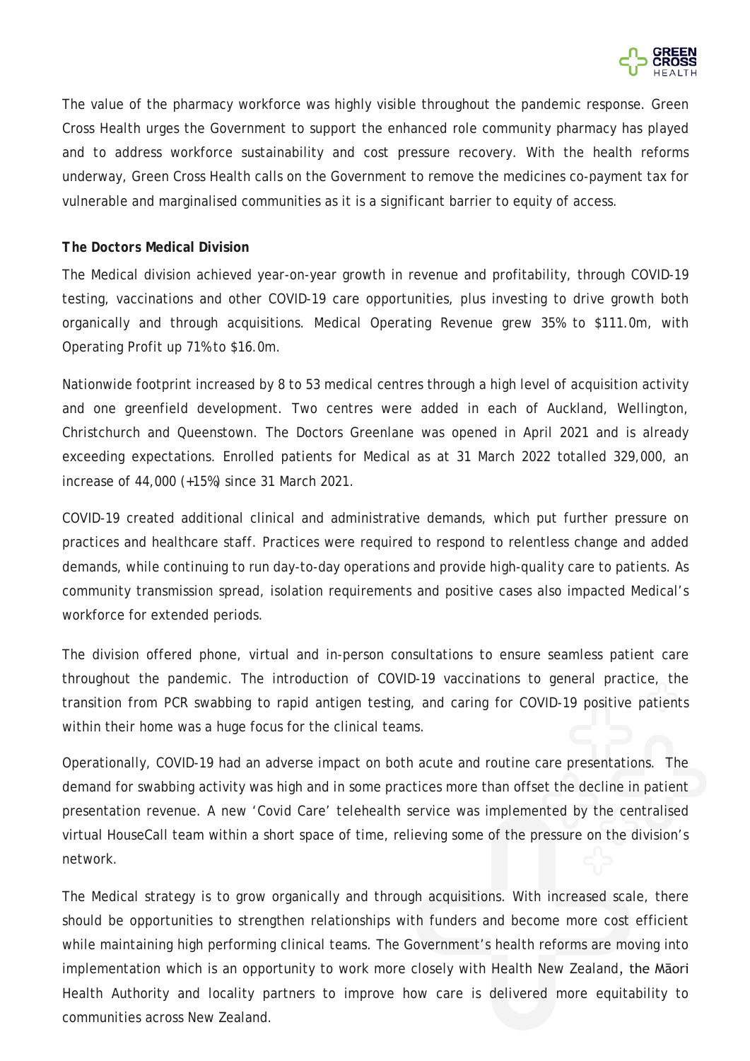The value of the pharmacy workforce was highly visible throughout the pandemic response. Green Cross Health urges the Government to support the enhanced role community pharmacy has played and to address workforce sustainability and cost pressure recovery. With the health reforms underway, Green Cross Health calls on the Government to remove the medicines co-payment tax for vulnerable and marginalised communities as it is a significant barrier to equity of access.

**The Doctors Medical Division**

The Medical division achieved year-on-year growth in revenue and profitability, through COVID-19 testing, vaccinations and other COVID-19 care opportunities, plus investing to drive growth both organically and through acquisitions. Medical Operating Revenue grew 35% to $111.0m, with Operating Profit up 71% to $16.0m.

Nationwide footprint increased by 8 to 53 medical centres through a high level of acquisition activity and one greenfield development. Two centres were added in each of Auckland, Wellington, Christchurch and Queenstown. The Doctors Greenlane was opened in April 2021 and is already exceeding expectations. Enrolled patients for Medical as at 31 March 2022 totalled 329,000, an increase of 44,000 (+15%) since 31 March 2021.

COVID-19 created additional clinical and administrative demands, which put further pressure on practices and healthcare staff. Practices were required to respond to relentless change and added demands, while continuing to run day-to-day operations and provide high-quality care to patients. As community transmission spread, isolation requirements and positive cases also impacted Medical's workforce for extended periods.

The division offered phone, virtual and in-person consultations to ensure seamless patient care throughout the pandemic. The introduction of COVID-19 vaccinations to general practice, the transition from PCR swabbing to rapid antigen testing, and caring for COVID-19 positive patients within their home was a huge focus for the clinical teams.

Operationally, COVID-19 had an adverse impact on both acute and routine care presentations. The demand for swabbing activity was high and in some practices more than offset the decline in patient presentation revenue. A new 'Covid Care' telehealth service was implemented by the centralised virtual HouseCall team within a short space of time, relieving some of the pressure on the division's network.

The Medical strategy is to grow organically and through acquisitions. With increased scale, there should be opportunities to strengthen relationships with funders and become more cost efficient while maintaining high performing clinical teams. The Government's health reforms are moving into implementation which is an opportunity to work more closely with Health New Zealand, the Māori Health Authority and locality partners to improve how care is delivered more equitability to communities across New Zealand.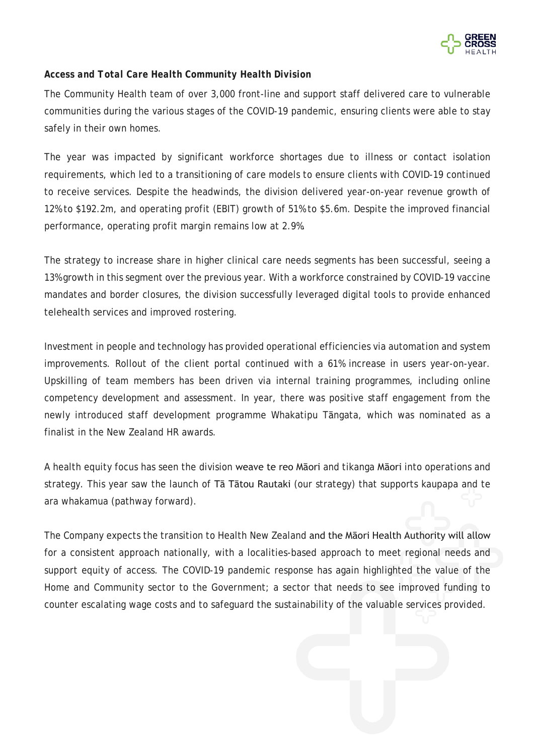### Access and Total Care Health Community Health Division

The Community Health team of over 3,000 front-line and support staff delivered care to vulnerable communities during the various stages of the COVID-19 pandemic, ensuring clients were able to stay safely in their own homes.

The year was impacted by significant workforce shortages due to illness or contact isolation requirements, which led to a transitioning of care models to ensure clients with COVID-19 continued to receive services. Despite the headwinds, the division delivered year-on-year revenue growth of 12% to $192.2m, and operating profit (EBIT) growth of 51% to $5.6m. Despite the improved financial performance, operating profit margin remains low at 2.9%.

The strategy to increase share in higher clinical care needs segments has been successful, seeing a 13% growth in this segment over the previous year. With a workforce constrained by COVID-19 vaccine mandates and border closures, the division successfully leveraged digital tools to provide enhanced telehealth services and improved rostering.

Investment in people and technology has provided operational efficiencies via automation and system improvements. Rollout of the client portal continued with a 61% increase in users year-on-year. Upskilling of team members has been driven via internal training programmes, including online competency development and assessment. In year, there was positive staff engagement from the newly introduced staff development programme Whakatipu Tāngata, which was nominated as a finalist in the New Zealand HR awards.

A health equity focus has seen the division weave te reo Māori and tikanga Māori into operations and strategy. This year saw the launch of Tā Tātou Rautaki (our strategy) that supports kaupapa and te ara whakamua (pathway forward).

The Company expects the transition to Health New Zealand and the Māori Health Authority will allow for a consistent approach nationally, with a localities-based approach to meet regional needs and support equity of access. The COVID-19 pandemic response has again highlighted the value of the Home and Community sector to the Government; a sector that needs to see improved funding to counter escalating wage costs and to safeguard the sustainability of the valuable services provided.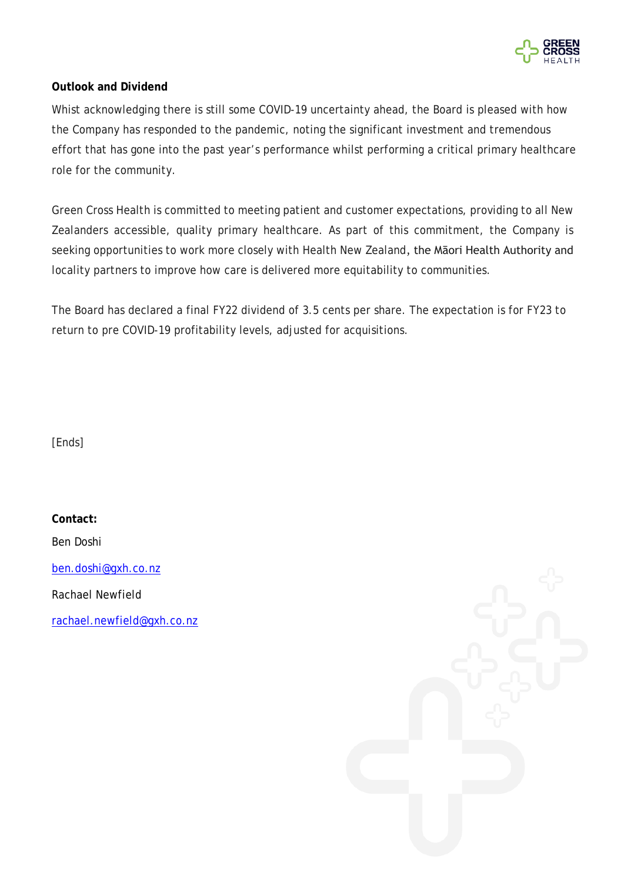**Outlook and Dividend**

Whist acknowledging there is still some COVID-19 uncertainty ahead, the Board is pleased with how the Company has responded to the pandemic, noting the significant investment and tremendous effort that has gone into the past year's performance whilst performing a critical primary healthcare role for the community.

Green Cross Health is committed to meeting patient and customer expectations, providing to all New Zealanders accessible, quality primary healthcare. As part of this commitment, the Company is seeking opportunities to work more closely with Health New Zealand, the Māori Health Authority and locality partners to improve how care is delivered more equitability to communities.

The Board has declared a final FY22 dividend of 3.5 cents per share. The expectation is for FY23 to return to pre COVID-19 profitability levels, adjusted for acquisitions.

[Ends]

**Contact:**

Ben Doshi

ben.doshi@gxh.co.nz

Rachael Newfield

rachael.newfield@gxh.co.nz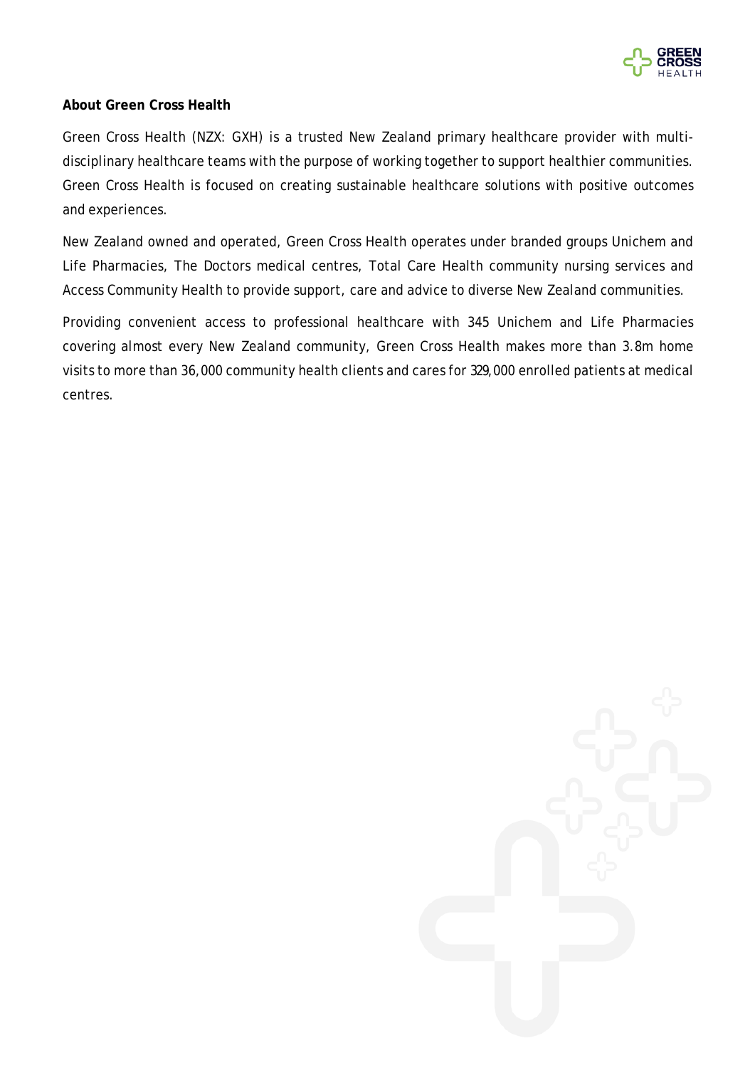**About Green Cross Health**

Green Cross Health (NZX: GXH) is a trusted New Zealand primary healthcare provider with multi-disciplinary healthcare teams with the purpose of working together to support healthier communities. Green Cross Health is focused on creating sustainable healthcare solutions with positive outcomes and experiences.

New Zealand owned and operated, Green Cross Health operates under branded groups Unichem and Life Pharmacies, The Doctors medical centres, Total Care Health community nursing services and Access Community Health to provide support, care and advice to diverse New Zealand communities.

Providing convenient access to professional healthcare with 345 Unichem and Life Pharmacies covering almost every New Zealand community, Green Cross Health makes more than 3.8m home visits to more than 36,000 community health clients and cares for 329,000 enrolled patients at medical centres.